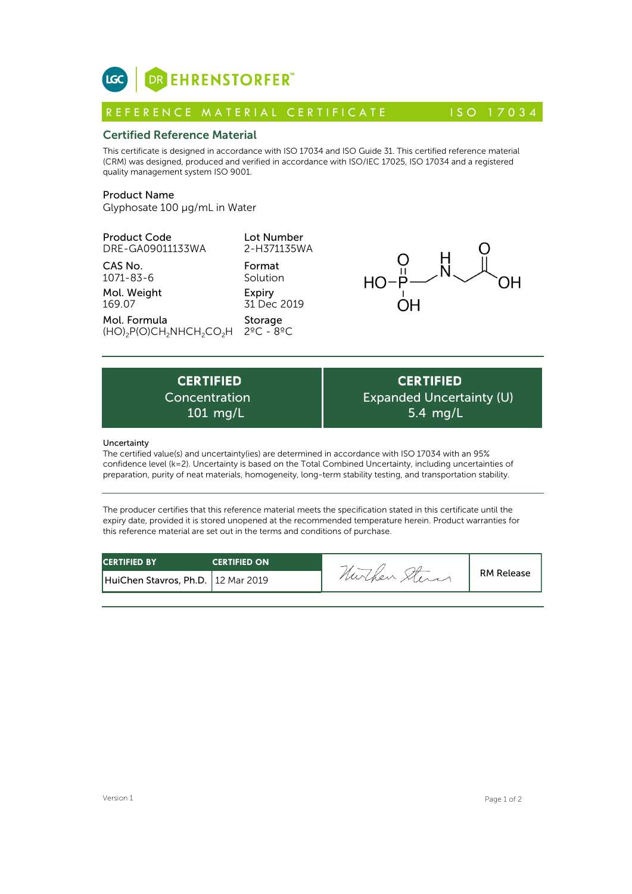LGC | DR EHRENSTORFER™

REFERENCE MATERIAL CERTIFICATE — ISO 17034

## Certified Reference Material

This certificate is designed in accordance with ISO 17034 and ISO Guide 31. This certified reference material (CRM) was designed, produced and verified in accordance with ISO/IEC 17025, ISO 17034 and a registered quality management system ISO 9001.

**Product Name**
Glyphosate 100 µg/mL in Water

**Product Code**
DRE-GA09011133WA

**Lot Number**
2-H371135WA

**CAS No.**
1071-83-6

**Format**
Solution

**Mol. Weight**
169.07

**Expiry**
31 Dec 2019

**Mol. Formula**
$(HO)_2P(O)CH_2NHCH_2CO_2H$

**Storage**
2ºC - 8ºC

| CERTIFIED Concentration | CERTIFIED Expanded Uncertainty (U) |
|---|---|
| 101 mg/L | 5.4 mg/L |

**Uncertainty**
The certified value(s) and uncertainty(ies) are determined in accordance with ISO 17034 with an 95% confidence level (k=2). Uncertainty is based on the Total Combined Uncertainty, including uncertainties of preparation, purity of neat materials, homogeneity, long-term stability testing, and transportation stability.

The producer certifies that this reference material meets the specification stated in this certificate until the expiry date, provided it is stored unopened at the recommended temperature herein. Product warranties for this reference material are set out in the terms and conditions of purchase.

| CERTIFIED BY | CERTIFIED ON | | |
|---|---|---|---|
| HuiChen Stavros, Ph.D. | 12 Mar 2019 | HuiChen Stavros | RM Release |

Version 1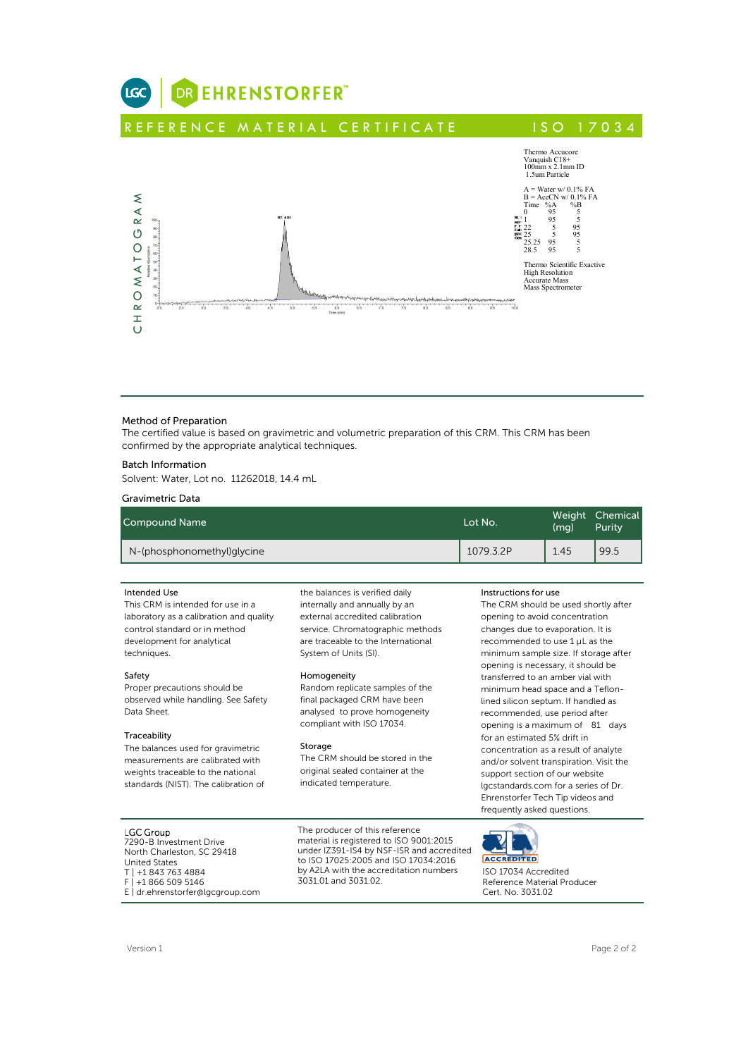LGC | DR EHRENSTORFER™

# REFERENCE MATERIAL CERTIFICATE ISO 17034

## CHROMATOGRAM

RT: 4.81

Time (min)

Thermo Accucore
Vanquish C18+
100mm x 2.1mm ID
1.5um Particle

A = Water w/ 0.1% FA
B = AceCN w/ 0.1% FA

Time %A %B
0 95 5
1 95 5
22 5 95
25 5 95
25.25 95 5
28.5 95 5

Thermo Scientific Exactive
High Resolution
Accurate Mass
Mass Spectrometer

### Method of Preparation

The certified value is based on gravimetric and volumetric preparation of this CRM. This CRM has been confirmed by the appropriate analytical techniques.

### Batch Information

Solvent: Water, Lot no. 11262018, 14.4 mL

### Gravimetric Data

| Compound Name | Lot No. | Weight (mg) | Chemical Purity |
|---|---|---|---|
| N-(phosphonomethyl)glycine | 1079.3.2P | 1.45 | 99.5 |

### Intended Use

This CRM is intended for use in a laboratory as a calibration and quality control standard or in method development for analytical techniques.

### Safety

Proper precautions should be observed while handling. See Safety Data Sheet.

### Traceability

The balances used for gravimetric measurements are calibrated with weights traceable to the national standards (NIST). The calibration of the balances is verified daily internally and annually by an external accredited calibration service. Chromatographic methods are traceable to the International System of Units (SI).

### Homogeneity

Random replicate samples of the final packaged CRM have been analysed to prove homogeneity compliant with ISO 17034.

### Storage

The CRM should be stored in the original sealed container at the indicated temperature.

### Instructions for use

The CRM should be used shortly after opening to avoid concentration changes due to evaporation. It is recommended to use 1 µL as the minimum sample size. If storage after opening is necessary, it should be transferred to an amber vial with minimum head space and a Teflon-lined silicon septum. If handled as recommended, use period after opening is a maximum of 81 days for an estimated 5% drift in concentration as a result of analyte and/or solvent transpiration. Visit the support section of our website lgcstandards.com for a series of Dr. Ehrenstorfer Tech Tip videos and frequently asked questions.

LGC Group
7290-B Investment Drive
North Charleston, SC 29418
United States
T | +1 843 763 4884
F | +1 866 509 5146
E | dr.ehrenstorfer@lgcgroup.com

The producer of this reference material is registered to ISO 9001:2015 under IZ391-IS4 by NSF-ISR and accredited to ISO 17025:2005 and ISO 17034:2016 by A2LA with the accreditation numbers 3031.01 and 3031.02.

ACCREDITED
ISO 17034 Accredited
Reference Material Producer
Cert. No. 3031.02

Version 1